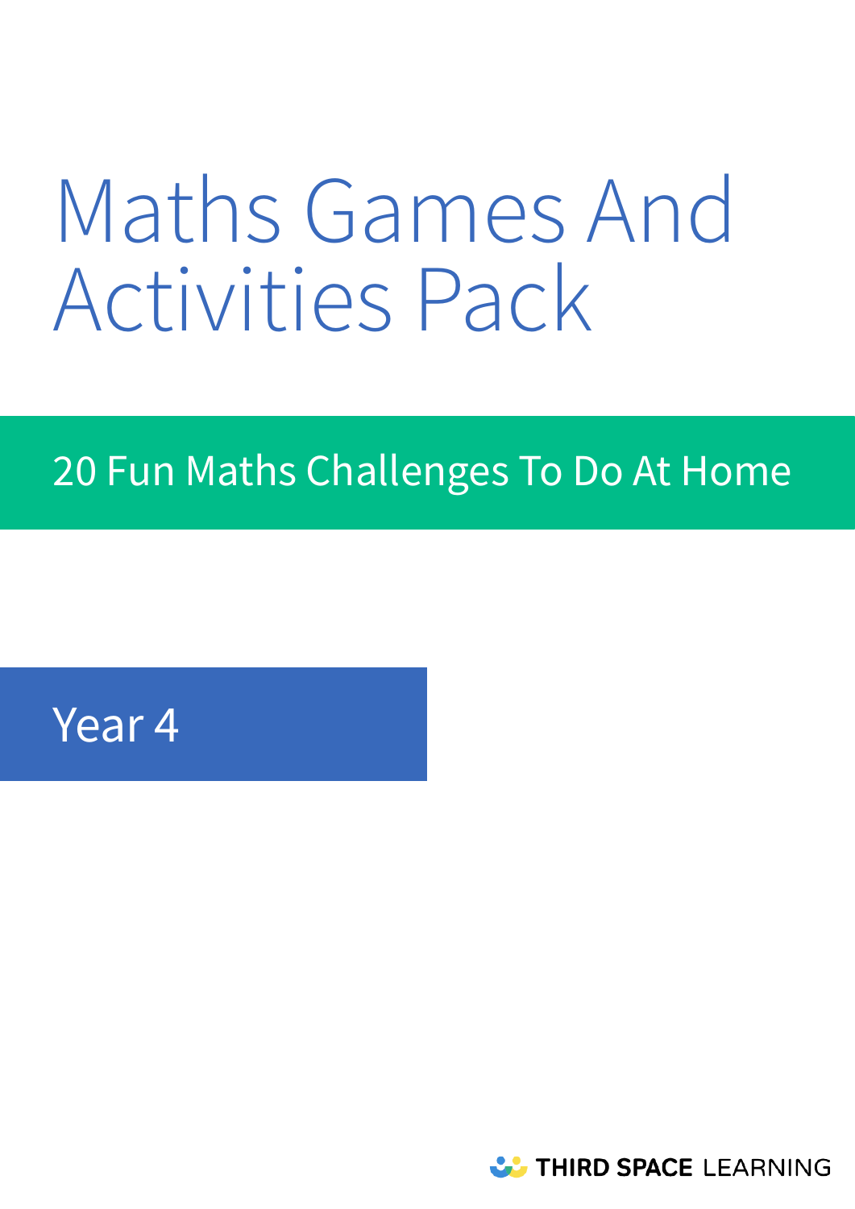# Maths Games And Activities Pack

## 20 Fun Maths Challenges To Do At Home

### Year 4

THIRD SPACE LEARNING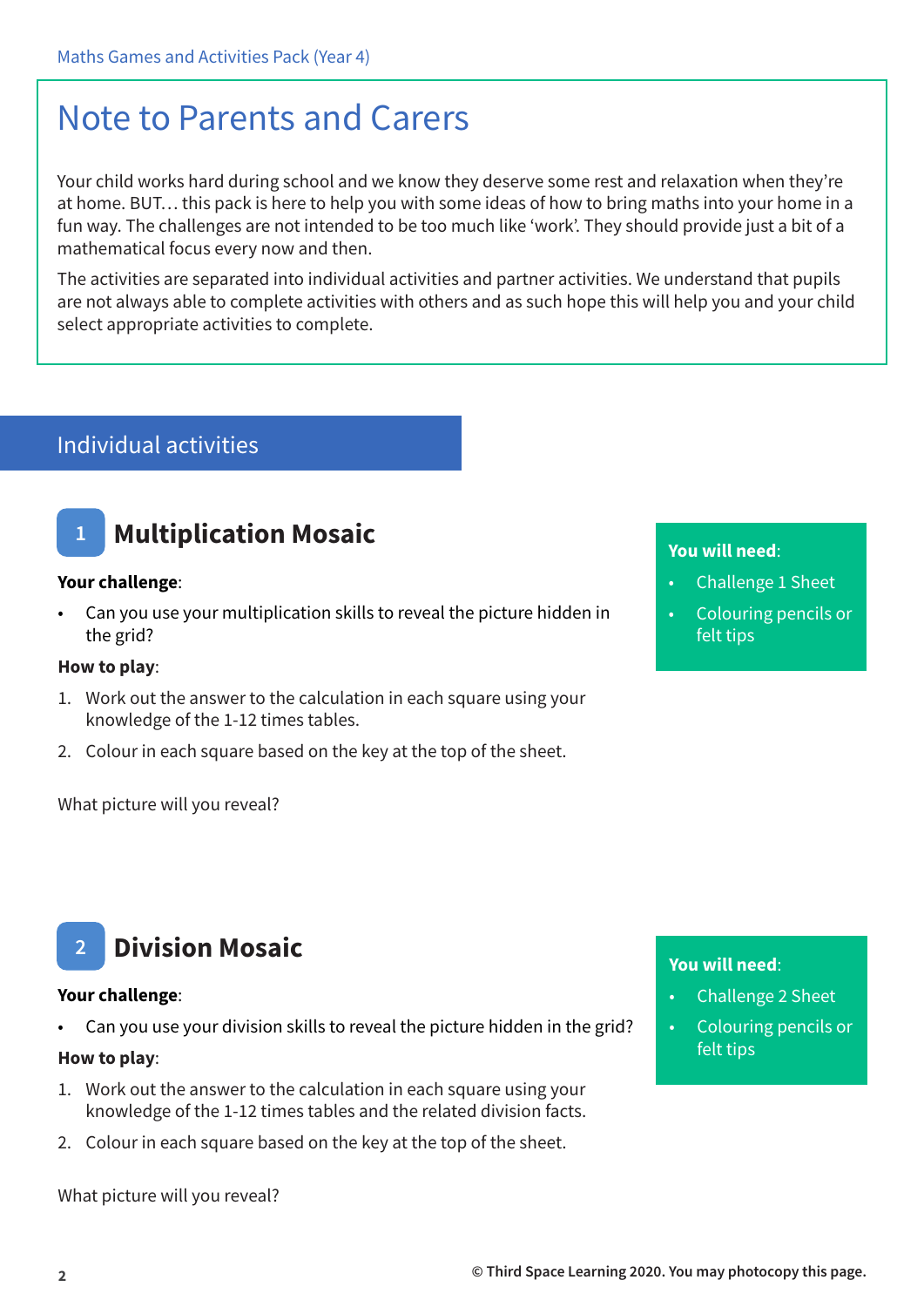# Note to Parents and Carers

Your child works hard during school and we know they deserve some rest and relaxation when they're at home. BUT… this pack is here to help you with some ideas of how to bring maths into your home in a fun way. The challenges are not intended to be too much like 'work'. They should provide just a bit of a mathematical focus every now and then.

The activities are separated into individual activities and partner activities. We understand that pupils are not always able to complete activities with others and as such hope this will help you and your child select appropriate activities to complete.

## Individual activities

### 1 Multiplication Mosaic

**You will need**:

- Challenge 1 Sheet
- Colouring pencils or felt tips

**Your challenge**:

- Can you use your multiplication skills to reveal the picture hidden in the grid?

**How to play**:

1. Work out the answer to the calculation in each square using your knowledge of the 1-12 times tables.
2. Colour in each square based on the key at the top of the sheet.

What picture will you reveal?

### 2 Division Mosaic

**You will need**:

- Challenge 2 Sheet
- Colouring pencils or felt tips

**Your challenge**:

- Can you use your division skills to reveal the picture hidden in the grid?

**How to play**:

1. Work out the answer to the calculation in each square using your knowledge of the 1-12 times tables and the related division facts.
2. Colour in each square based on the key at the top of the sheet.

What picture will you reveal?

© Third Space Learning 2020. You may photocopy this page.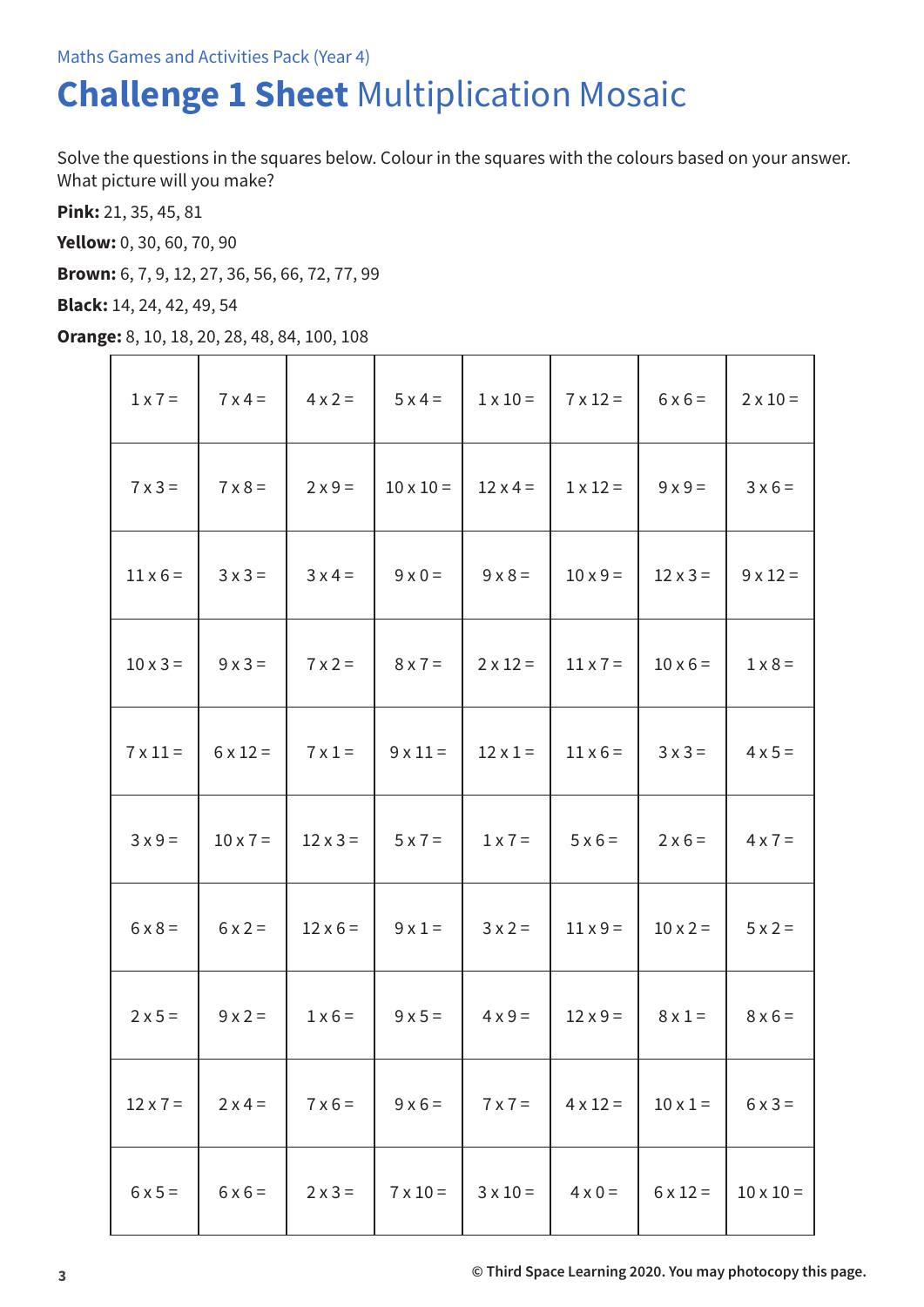Maths Games and Activities Pack (Year 4)

# **Challenge 1 Sheet** Multiplication Mosaic

Solve the questions in the squares below. Colour in the squares with the colours based on your answer. What picture will you make?

**Pink:** 21, 35, 45, 81

**Yellow:** 0, 30, 60, 70, 90

**Brown:** 6, 7, 9, 12, 27, 36, 56, 66, 72, 77, 99

**Black:** 14, 24, 42, 49, 54

**Orange:** 8, 10, 18, 20, 28, 48, 84, 100, 108

| | | | | | | | |
|---|---|---|---|---|---|---|---|
| 1 x 7 = | 7 x 4 = | 4 x 2 = | 5 x 4 = | 1 x 10 = | 7 x 12 = | 6 x 6 = | 2 x 10 = |
| 7 x 3 = | 7 x 8 = | 2 x 9 = | 10 x 10 = | 12 x 4 = | 1 x 12 = | 9 x 9 = | 3 x 6 = |
| 11 x 6 = | 3 x 3 = | 3 x 4 = | 9 x 0 = | 9 x 8 = | 10 x 9 = | 12 x 3 = | 9 x 12 = |
| 10 x 3 = | 9 x 3 = | 7 x 2 = | 8 x 7 = | 2 x 12 = | 11 x 7 = | 10 x 6 = | 1 x 8 = |
| 7 x 11 = | 6 x 12 = | 7 x 1 = | 9 x 11 = | 12 x 1 = | 11 x 6 = | 3 x 3 = | 4 x 5 = |
| 3 x 9 = | 10 x 7 = | 12 x 3 = | 5 x 7 = | 1 x 7 = | 5 x 6 = | 2 x 6 = | 4 x 7 = |
| 6 x 8 = | 6 x 2 = | 12 x 6 = | 9 x 1 = | 3 x 2 = | 11 x 9 = | 10 x 2 = | 5 x 2 = |
| 2 x 5 = | 9 x 2 = | 1 x 6 = | 9 x 5 = | 4 x 9 = | 12 x 9 = | 8 x 1 = | 8 x 6 = |
| 12 x 7 = | 2 x 4 = | 7 x 6 = | 9 x 6 = | 7 x 7 = | 4 x 12 = | 10 x 1 = | 6 x 3 = |
| 6 x 5 = | 6 x 6 = | 2 x 3 = | 7 x 10 = | 3 x 10 = | 4 x 0 = | 6 x 12 = | 10 x 10 = |

© Third Space Learning 2020. You may photocopy this page.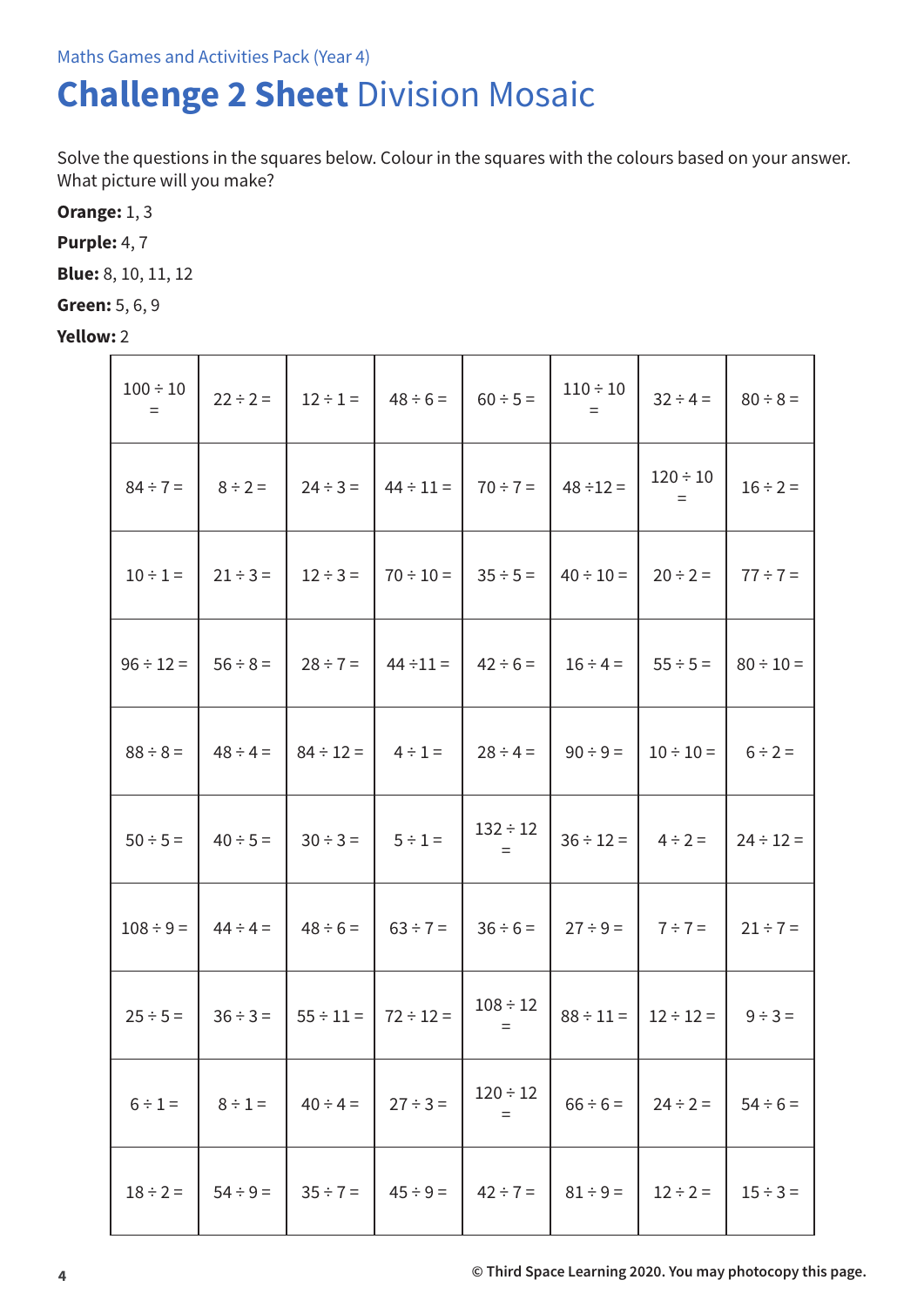Maths Games and Activities Pack (Year 4)

# **Challenge 2 Sheet** Division Mosaic

Solve the questions in the squares below. Colour in the squares with the colours based on your answer. What picture will you make?

**Orange:** 1, 3

**Purple:** 4, 7

**Blue:** 8, 10, 11, 12

**Green:** 5, 6, 9

**Yellow:** 2

| | | | | | | | |
|---|---|---|---|---|---|---|---|
| 100 ÷ 10 = | 22 ÷ 2 = | 12 ÷ 1 = | 48 ÷ 6 = | 60 ÷ 5 = | 110 ÷ 10 = | 32 ÷ 4 = | 80 ÷ 8 = |
| 84 ÷ 7 = | 8 ÷ 2 = | 24 ÷ 3 = | 44 ÷ 11 = | 70 ÷ 7 = | 48 ÷12 = | 120 ÷ 10 = | 16 ÷ 2 = |
| 10 ÷ 1 = | 21 ÷ 3 = | 12 ÷ 3 = | 70 ÷ 10 = | 35 ÷ 5 = | 40 ÷ 10 = | 20 ÷ 2 = | 77 ÷ 7 = |
| 96 ÷ 12 = | 56 ÷ 8 = | 28 ÷ 7 = | 44 ÷11 = | 42 ÷ 6 = | 16 ÷ 4 = | 55 ÷ 5 = | 80 ÷ 10 = |
| 88 ÷ 8 = | 48 ÷ 4 = | 84 ÷ 12 = | 4 ÷ 1 = | 28 ÷ 4 = | 90 ÷ 9 = | 10 ÷ 10 = | 6 ÷ 2 = |
| 50 ÷ 5 = | 40 ÷ 5 = | 30 ÷ 3 = | 5 ÷ 1 = | 132 ÷ 12 = | 36 ÷ 12 = | 4 ÷ 2 = | 24 ÷ 12 = |
| 108 ÷ 9 = | 44 ÷ 4 = | 48 ÷ 6 = | 63 ÷ 7 = | 36 ÷ 6 = | 27 ÷ 9 = | 7 ÷ 7 = | 21 ÷ 7 = |
| 25 ÷ 5 = | 36 ÷ 3 = | 55 ÷ 11 = | 72 ÷ 12 = | 108 ÷ 12 = | 88 ÷ 11 = | 12 ÷ 12 = | 9 ÷ 3 = |
| 6 ÷ 1 = | 8 ÷ 1 = | 40 ÷ 4 = | 27 ÷ 3 = | 120 ÷ 12 = | 66 ÷ 6 = | 24 ÷ 2 = | 54 ÷ 6 = |
| 18 ÷ 2 = | 54 ÷ 9 = | 35 ÷ 7 = | 45 ÷ 9 = | 42 ÷ 7 = | 81 ÷ 9 = | 12 ÷ 2 = | 15 ÷ 3 = |

© Third Space Learning 2020. You may photocopy this page.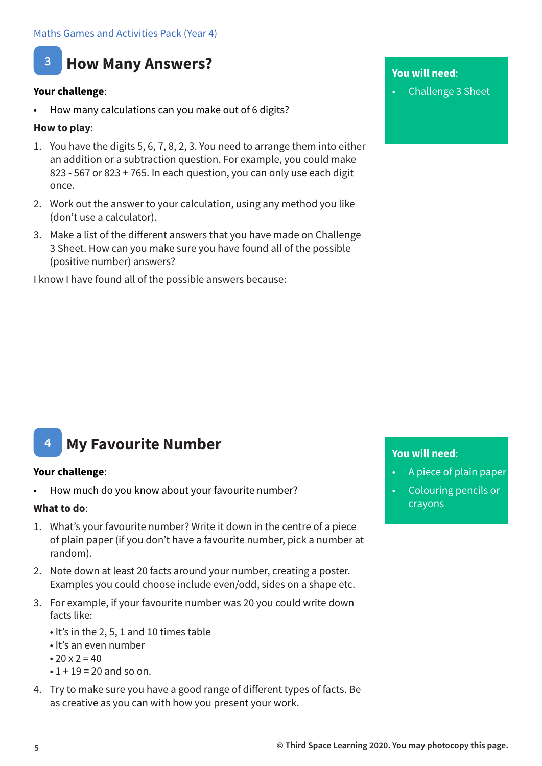## 3 How Many Answers?

**You will need**:

- Challenge 3 Sheet

**Your challenge**:

- How many calculations can you make out of 6 digits?

**How to play**:

1. You have the digits 5, 6, 7, 8, 2, 3. You need to arrange them into either an addition or a subtraction question. For example, you could make 823 - 567 or 823 + 765. In each question, you can only use each digit once.
2. Work out the answer to your calculation, using any method you like (don't use a calculator).
3. Make a list of the different answers that you have made on Challenge 3 Sheet. How can you make sure you have found all of the possible (positive number) answers?

I know I have found all of the possible answers because:

## 4 My Favourite Number

**You will need**:

- A piece of plain paper
- Colouring pencils or crayons

**Your challenge**:

- How much do you know about your favourite number?

**What to do**:

1. What's your favourite number? Write it down in the centre of a piece of plain paper (if you don't have a favourite number, pick a number at random).
2. Note down at least 20 facts around your number, creating a poster. Examples you could choose include even/odd, sides on a shape etc.
3. For example, if your favourite number was 20 you could write down facts like:
   - It's in the 2, 5, 1 and 10 times table
   - It's an even number
   - 20 x 2 = 40
   - 1 + 19 = 20 and so on.
4. Try to make sure you have a good range of different types of facts. Be as creative as you can with how you present your work.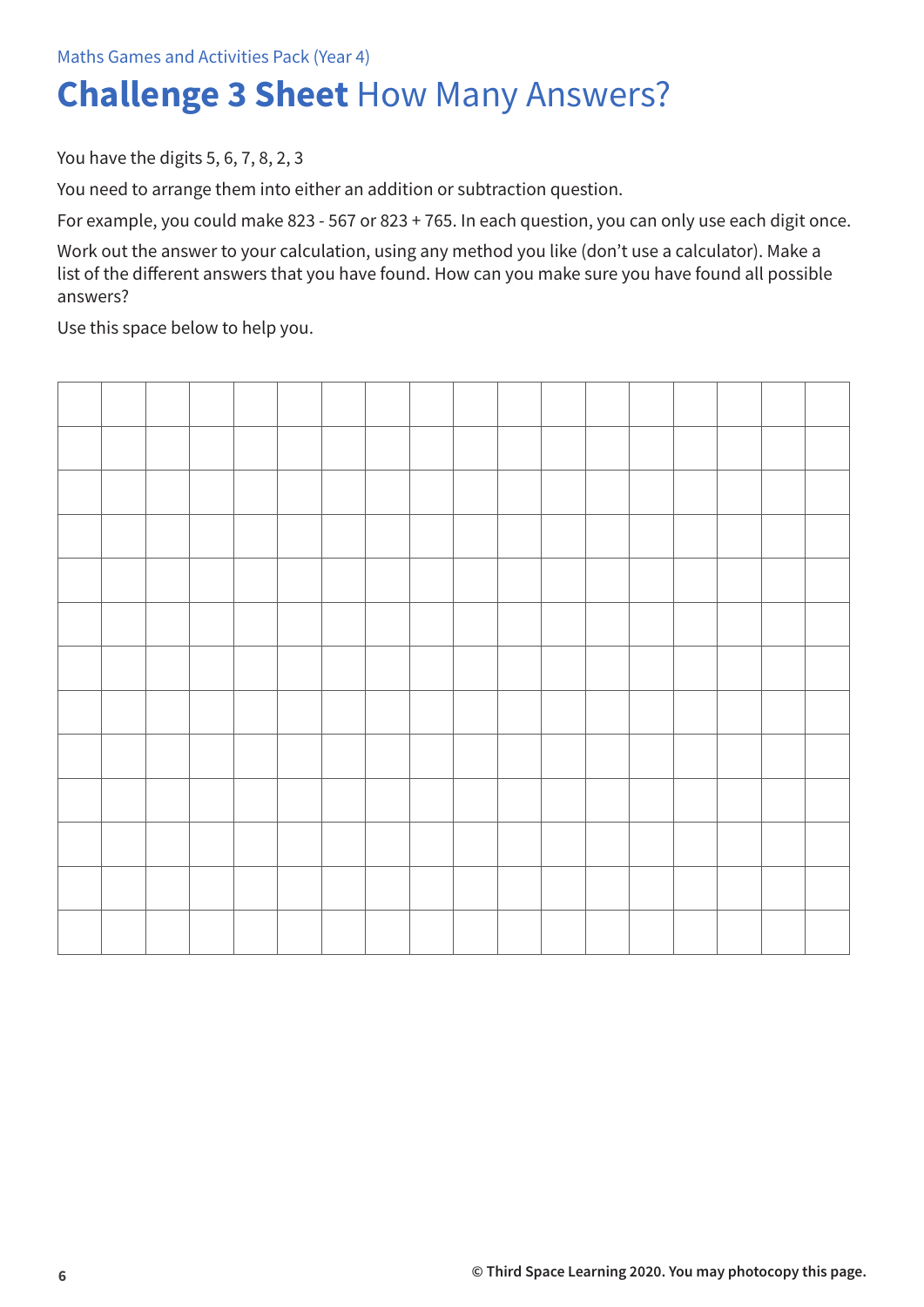Maths Games and Activities Pack (Year 4)

# **Challenge 3 Sheet** How Many Answers?

You have the digits 5, 6, 7, 8, 2, 3

You need to arrange them into either an addition or subtraction question.

For example, you could make 823 - 567 or 823 + 765. In each question, you can only use each digit once.

Work out the answer to your calculation, using any method you like (don't use a calculator). Make a list of the different answers that you have found. How can you make sure you have found all possible answers?

Use this space below to help you.

|  |  |  |  |  |  |  |  |  |  |  |  |  |  |  |  |  |  |
|---|---|---|---|---|---|---|---|---|---|---|---|---|---|---|---|---|---|
|  |  |  |  |  |  |  |  |  |  |  |  |  |  |  |  |  |  |
|  |  |  |  |  |  |  |  |  |  |  |  |  |  |  |  |  |  |
|  |  |  |  |  |  |  |  |  |  |  |  |  |  |  |  |  |  |
|  |  |  |  |  |  |  |  |  |  |  |  |  |  |  |  |  |  |
|  |  |  |  |  |  |  |  |  |  |  |  |  |  |  |  |  |  |
|  |  |  |  |  |  |  |  |  |  |  |  |  |  |  |  |  |  |
|  |  |  |  |  |  |  |  |  |  |  |  |  |  |  |  |  |  |
|  |  |  |  |  |  |  |  |  |  |  |  |  |  |  |  |  |  |
|  |  |  |  |  |  |  |  |  |  |  |  |  |  |  |  |  |  |
|  |  |  |  |  |  |  |  |  |  |  |  |  |  |  |  |  |  |
|  |  |  |  |  |  |  |  |  |  |  |  |  |  |  |  |  |  |
|  |  |  |  |  |  |  |  |  |  |  |  |  |  |  |  |  |  |

© Third Space Learning 2020. You may photocopy this page.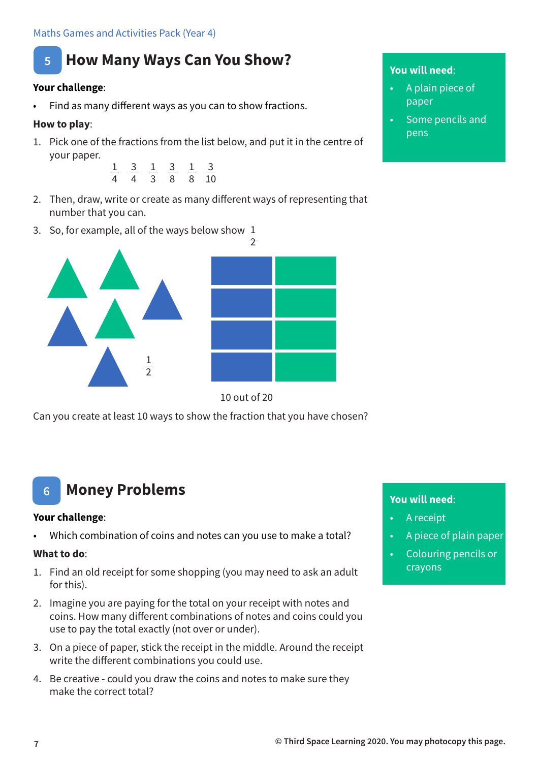## 5 How Many Ways Can You Show?

**You will need**:

- A plain piece of paper
- Some pencils and pens

**Your challenge**:

- Find as many different ways as you can to show fractions.

**How to play**:

1. Pick one of the fractions from the list below, and put it in the centre of your paper.

   $\frac{1}{4}$ $\frac{3}{4}$ $\frac{1}{3}$ $\frac{3}{8}$ $\frac{1}{8}$ $\frac{3}{10}$

2. Then, draw, write or create as many different ways of representing that number that you can.
3. So, for example, all of the ways below show $\frac{1}{2}$

$\frac{1}{2}$

10 out of 20

Can you create at least 10 ways to show the fraction that you have chosen?

## 6 Money Problems

**You will need**:

- A receipt
- A piece of plain paper
- Colouring pencils or crayons

**Your challenge**:

- Which combination of coins and notes can you use to make a total?

**What to do**:

1. Find an old receipt for some shopping (you may need to ask an adult for this).
2. Imagine you are paying for the total on your receipt with notes and coins. How many different combinations of notes and coins could you use to pay the total exactly (not over or under).
3. On a piece of paper, stick the receipt in the middle. Around the receipt write the different combinations you could use.
4. Be creative - could you draw the coins and notes to make sure they make the correct total?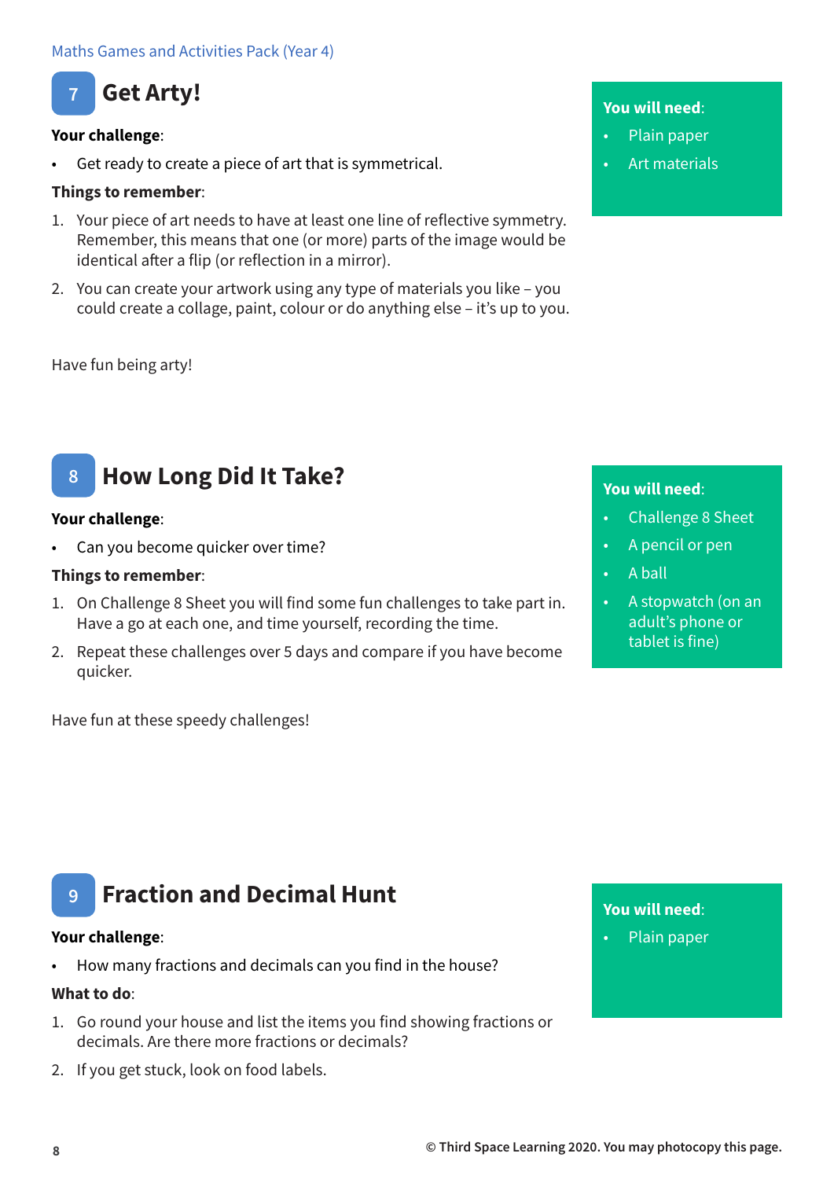## 7 Get Arty!

**Your challenge**:

- Get ready to create a piece of art that is symmetrical.

**Things to remember**:

1. Your piece of art needs to have at least one line of reflective symmetry. Remember, this means that one (or more) parts of the image would be identical after a flip (or reflection in a mirror).
2. You can create your artwork using any type of materials you like – you could create a collage, paint, colour or do anything else – it's up to you.

Have fun being arty!

**You will need**:

- Plain paper
- Art materials

## 8 How Long Did It Take?

**Your challenge**:

- Can you become quicker over time?

**Things to remember**:

1. On Challenge 8 Sheet you will find some fun challenges to take part in. Have a go at each one, and time yourself, recording the time.
2. Repeat these challenges over 5 days and compare if you have become quicker.

Have fun at these speedy challenges!

**You will need**:

- Challenge 8 Sheet
- A pencil or pen
- A ball
- A stopwatch (on an adult's phone or tablet is fine)

## 9 Fraction and Decimal Hunt

**Your challenge**:

- How many fractions and decimals can you find in the house?

**What to do**:

1. Go round your house and list the items you find showing fractions or decimals. Are there more fractions or decimals?
2. If you get stuck, look on food labels.

**You will need**:

- Plain paper

© Third Space Learning 2020. You may photocopy this page.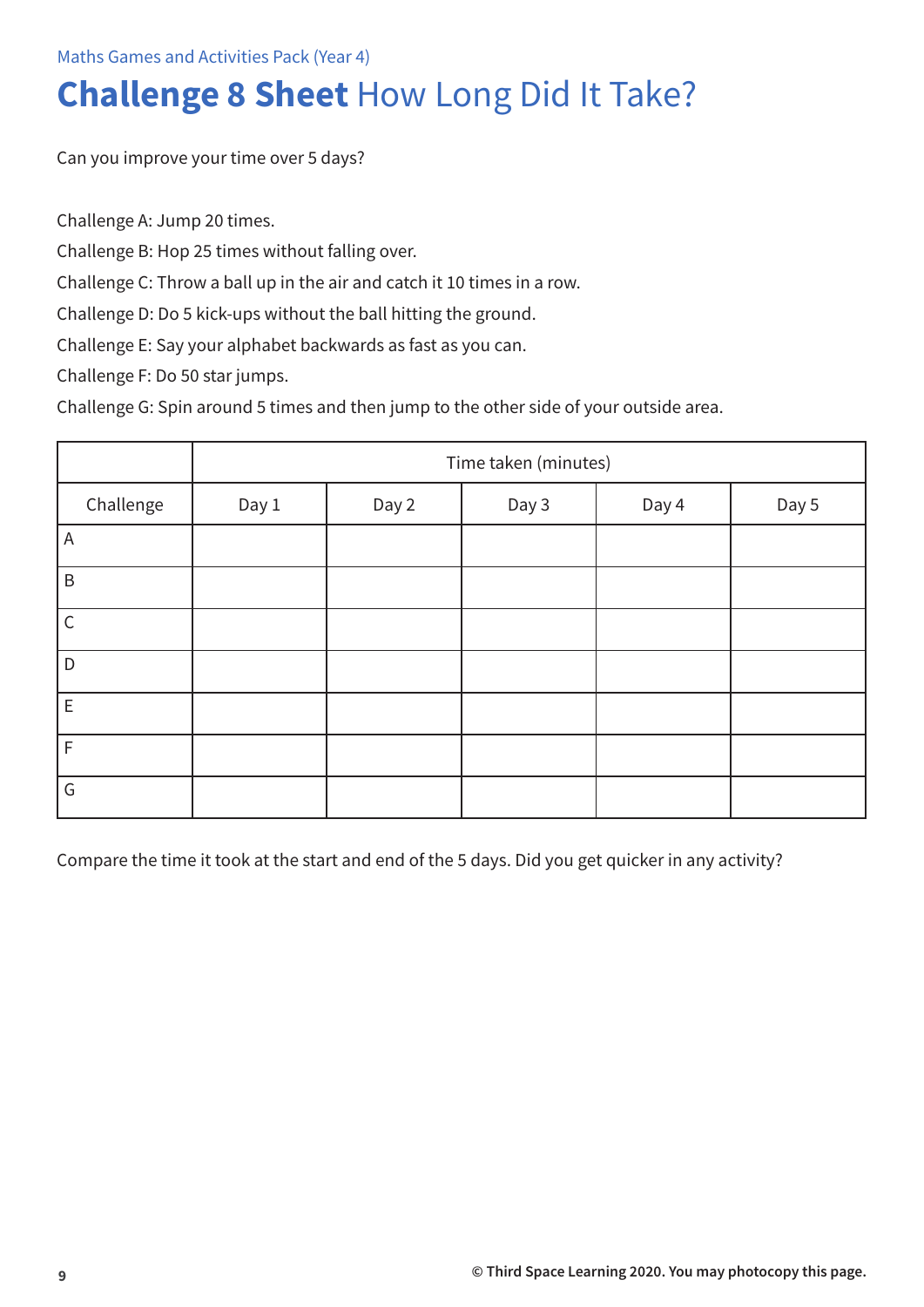Maths Games and Activities Pack (Year 4)

# **Challenge 8 Sheet** How Long Did It Take?

Can you improve your time over 5 days?

Challenge A: Jump 20 times.

Challenge B: Hop 25 times without falling over.

Challenge C: Throw a ball up in the air and catch it 10 times in a row.

Challenge D: Do 5 kick-ups without the ball hitting the ground.

Challenge E: Say your alphabet backwards as fast as you can.

Challenge F: Do 50 star jumps.

Challenge G: Spin around 5 times and then jump to the other side of your outside area.

| | Time taken (minutes) | | | | |
|---|---|---|---|---|---|
| Challenge | Day 1 | Day 2 | Day 3 | Day 4 | Day 5 |
| A | | | | | |
| B | | | | | |
| C | | | | | |
| D | | | | | |
| E | | | | | |
| F | | | | | |
| G | | | | | |

Compare the time it took at the start and end of the 5 days. Did you get quicker in any activity?

© Third Space Learning 2020. You may photocopy this page.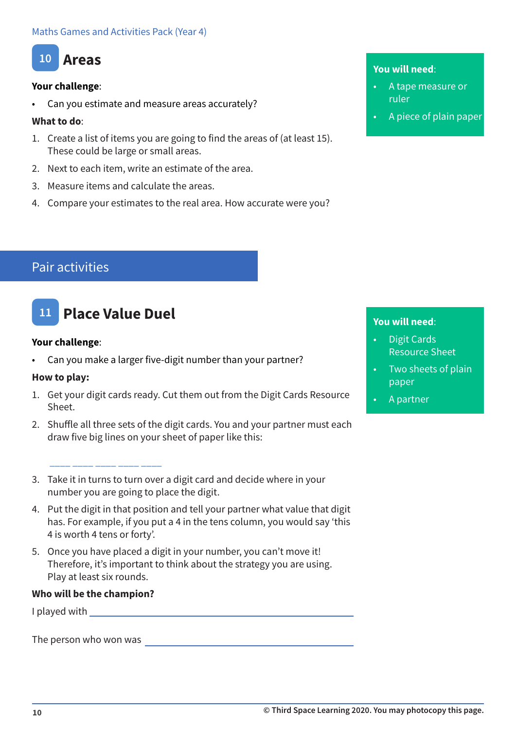## 10 Areas

**Your challenge**:

- Can you estimate and measure areas accurately?

**What to do**:

1. Create a list of items you are going to find the areas of (at least 15). These could be large or small areas.
2. Next to each item, write an estimate of the area.
3. Measure items and calculate the areas.
4. Compare your estimates to the real area. How accurate were you?

**You will need**:

- A tape measure or ruler
- A piece of plain paper

# Pair activities

## 11 Place Value Duel

**Your challenge**:

- Can you make a larger five-digit number than your partner?

**How to play:**

1. Get your digit cards ready. Cut them out from the Digit Cards Resource Sheet.
2. Shuffle all three sets of the digit cards. You and your partner must each draw five big lines on your sheet of paper like this:

   ____ ____ ____ ____ ____

3. Take it in turns to turn over a digit card and decide where in your number you are going to place the digit.
4. Put the digit in that position and tell your partner what value that digit has. For example, if you put a 4 in the tens column, you would say 'this 4 is worth 4 tens or forty'.
5. Once you have placed a digit in your number, you can't move it! Therefore, it's important to think about the strategy you are using. Play at least six rounds.

**Who will be the champion?**

I played with ______________________________

The person who won was ______________________________

**You will need**:

- Digit Cards Resource Sheet
- Two sheets of plain paper
- A partner

© Third Space Learning 2020. You may photocopy this page.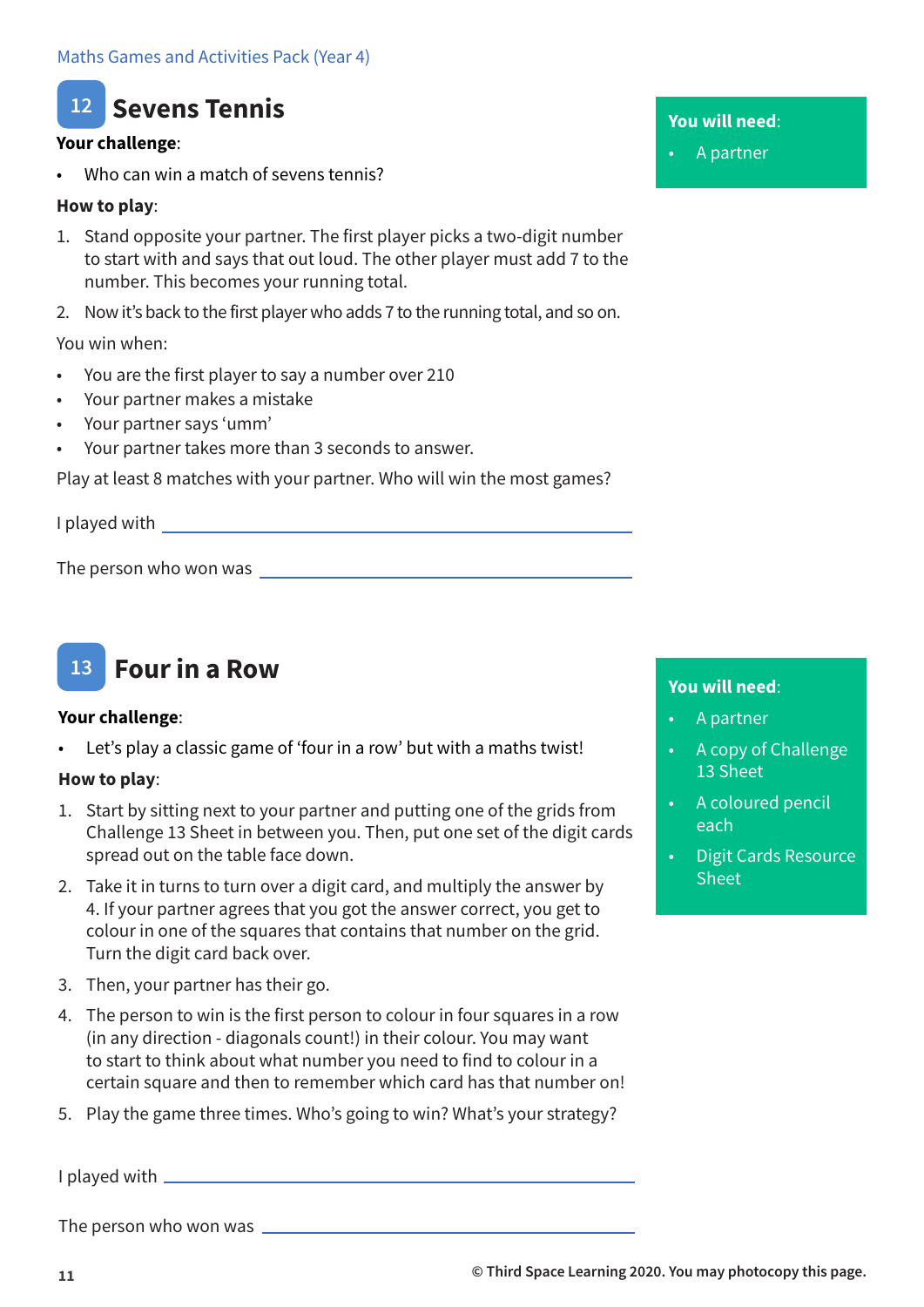## 12 Sevens Tennis

**You will need**:

- A partner

**Your challenge**:

- Who can win a match of sevens tennis?

**How to play**:

1. Stand opposite your partner. The first player picks a two-digit number to start with and says that out loud. The other player must add 7 to the number. This becomes your running total.
2. Now it's back to the first player who adds 7 to the running total, and so on.

You win when:

- You are the first player to say a number over 210
- Your partner makes a mistake
- Your partner says 'umm'
- Your partner takes more than 3 seconds to answer.

Play at least 8 matches with your partner. Who will win the most games?

I played with ______________________________

The person who won was ______________________________

## 13 Four in a Row

**You will need**:

- A partner
- A copy of Challenge 13 Sheet
- A coloured pencil each
- Digit Cards Resource Sheet

**Your challenge**:

- Let's play a classic game of 'four in a row' but with a maths twist!

**How to play**:

1. Start by sitting next to your partner and putting one of the grids from Challenge 13 Sheet in between you. Then, put one set of the digit cards spread out on the table face down.
2. Take it in turns to turn over a digit card, and multiply the answer by 4. If your partner agrees that you got the answer correct, you get to colour in one of the squares that contains that number on the grid. Turn the digit card back over.
3. Then, your partner has their go.
4. The person to win is the first person to colour in four squares in a row (in any direction - diagonals count!) in their colour. You may want to start to think about what number you need to find to colour in a certain square and then to remember which card has that number on!
5. Play the game three times. Who's going to win? What's your strategy?

I played with ______________________________

The person who won was ______________________________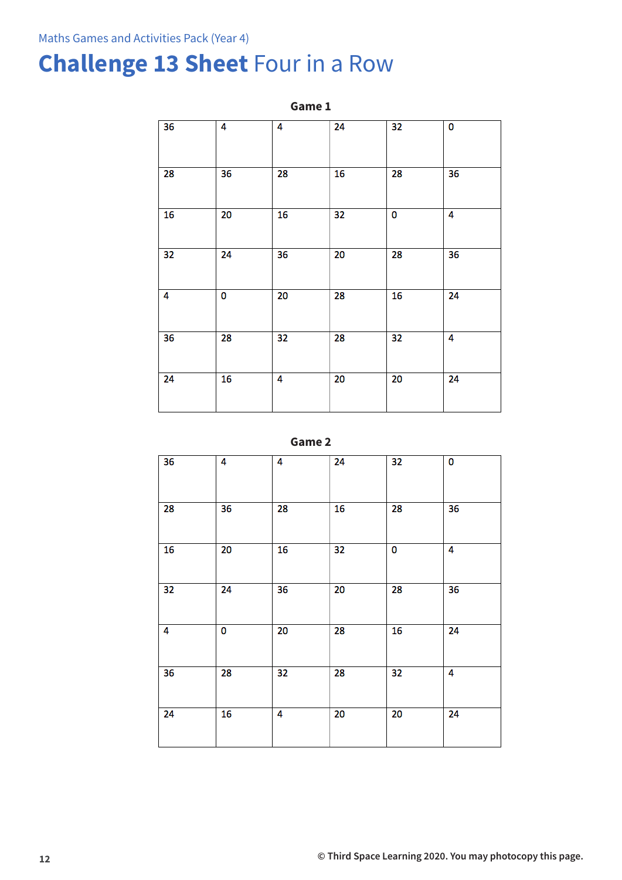Maths Games and Activities Pack (Year 4)

# **Challenge 13 Sheet** Four in a Row

### Game 1

| 36 | 4 | 4 | 24 | 32 | 0 |
|---|---|---|---|---|---|
| 28 | 36 | 28 | 16 | 28 | 36 |
| 16 | 20 | 16 | 32 | 0 | 4 |
| 32 | 24 | 36 | 20 | 28 | 36 |
| 4 | 0 | 20 | 28 | 16 | 24 |
| 36 | 28 | 32 | 28 | 32 | 4 |
| 24 | 16 | 4 | 20 | 20 | 24 |

### Game 2

| 36 | 4 | 4 | 24 | 32 | 0 |
|---|---|---|---|---|---|
| 28 | 36 | 28 | 16 | 28 | 36 |
| 16 | 20 | 16 | 32 | 0 | 4 |
| 32 | 24 | 36 | 20 | 28 | 36 |
| 4 | 0 | 20 | 28 | 16 | 24 |
| 36 | 28 | 32 | 28 | 32 | 4 |
| 24 | 16 | 4 | 20 | 20 | 24 |

© Third Space Learning 2020. You may photocopy this page.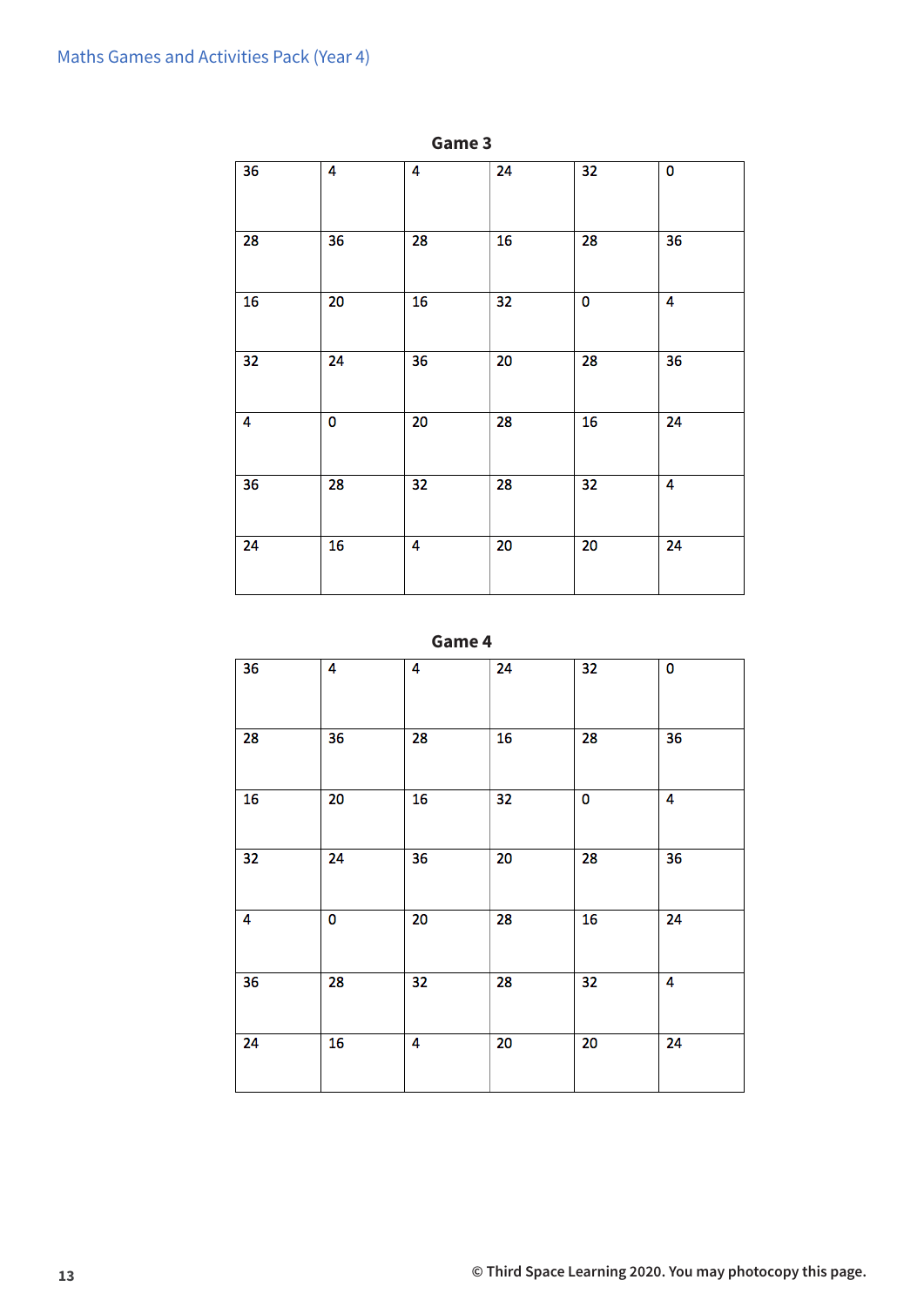**Game 3**

| | | | | | |
|---|---|---|---|---|---|
| 36 | 4 | 4 | 24 | 32 | 0 |
| 28 | 36 | 28 | 16 | 28 | 36 |
| 16 | 20 | 16 | 32 | 0 | 4 |
| 32 | 24 | 36 | 20 | 28 | 36 |
| 4 | 0 | 20 | 28 | 16 | 24 |
| 36 | 28 | 32 | 28 | 32 | 4 |
| 24 | 16 | 4 | 20 | 20 | 24 |

**Game 4**

| | | | | | |
|---|---|---|---|---|---|
| 36 | 4 | 4 | 24 | 32 | 0 |
| 28 | 36 | 28 | 16 | 28 | 36 |
| 16 | 20 | 16 | 32 | 0 | 4 |
| 32 | 24 | 36 | 20 | 28 | 36 |
| 4 | 0 | 20 | 28 | 16 | 24 |
| 36 | 28 | 32 | 28 | 32 | 4 |
| 24 | 16 | 4 | 20 | 20 | 24 |

© Third Space Learning 2020. You may photocopy this page.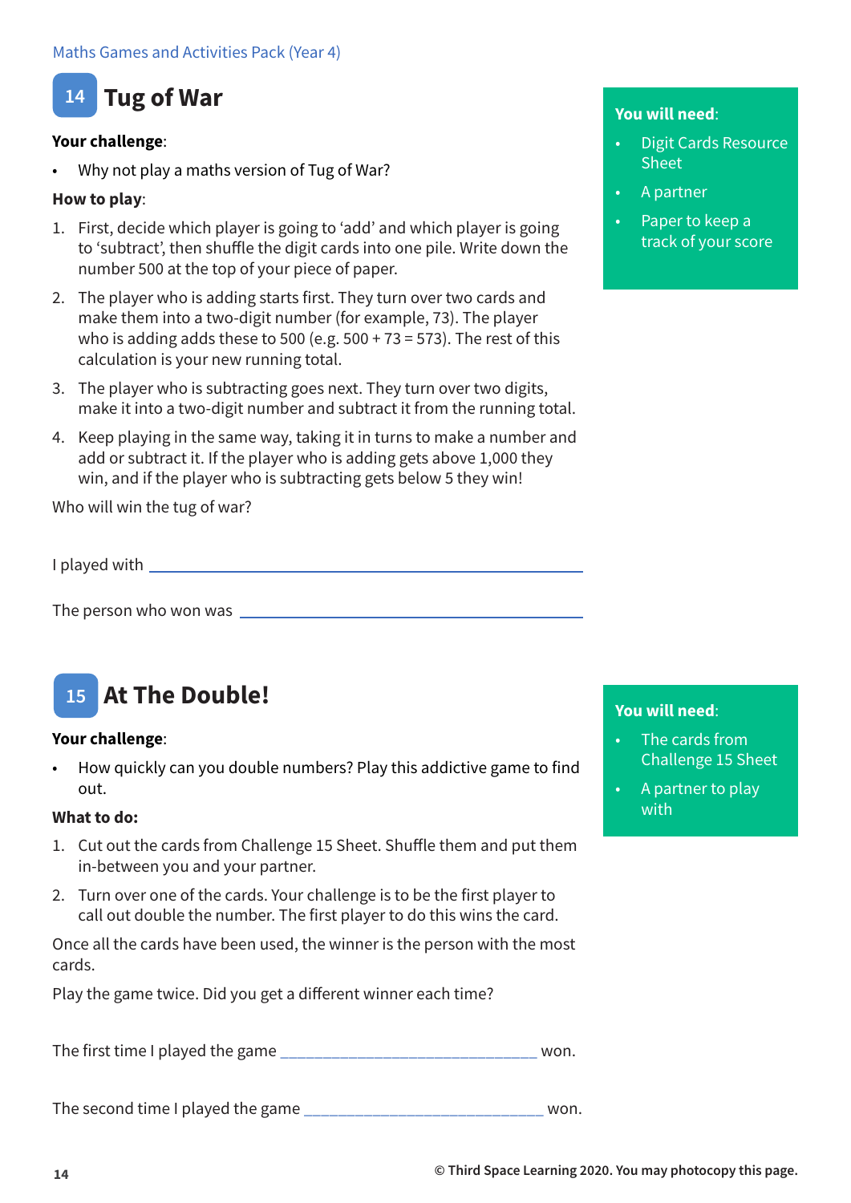## 14 Tug of War

**Your challenge**:

- Why not play a maths version of Tug of War?

**How to play**:

1. First, decide which player is going to 'add' and which player is going to 'subtract', then shuffle the digit cards into one pile. Write down the number 500 at the top of your piece of paper.
2. The player who is adding starts first. They turn over two cards and make them into a two-digit number (for example, 73). The player who is adding adds these to 500 (e.g. 500 + 73 = 573). The rest of this calculation is your new running total.
3. The player who is subtracting goes next. They turn over two digits, make it into a two-digit number and subtract it from the running total.
4. Keep playing in the same way, taking it in turns to make a number and add or subtract it. If the player who is adding gets above 1,000 they win, and if the player who is subtracting gets below 5 they win!

Who will win the tug of war?

I played with ______________________________

The person who won was ______________________________

**You will need**:

- Digit Cards Resource Sheet
- A partner
- Paper to keep a track of your score

## 15 At The Double!

**Your challenge**:

- How quickly can you double numbers? Play this addictive game to find out.

**What to do:**

1. Cut out the cards from Challenge 15 Sheet. Shuffle them and put them in-between you and your partner.
2. Turn over one of the cards. Your challenge is to be the first player to call out double the number. The first player to do this wins the card.

Once all the cards have been used, the winner is the person with the most cards.

Play the game twice. Did you get a different winner each time?

The first time I played the game ______________________________ won.

The second time I played the game ____________________________ won.

**You will need**:

- The cards from Challenge 15 Sheet
- A partner to play with

© Third Space Learning 2020. You may photocopy this page.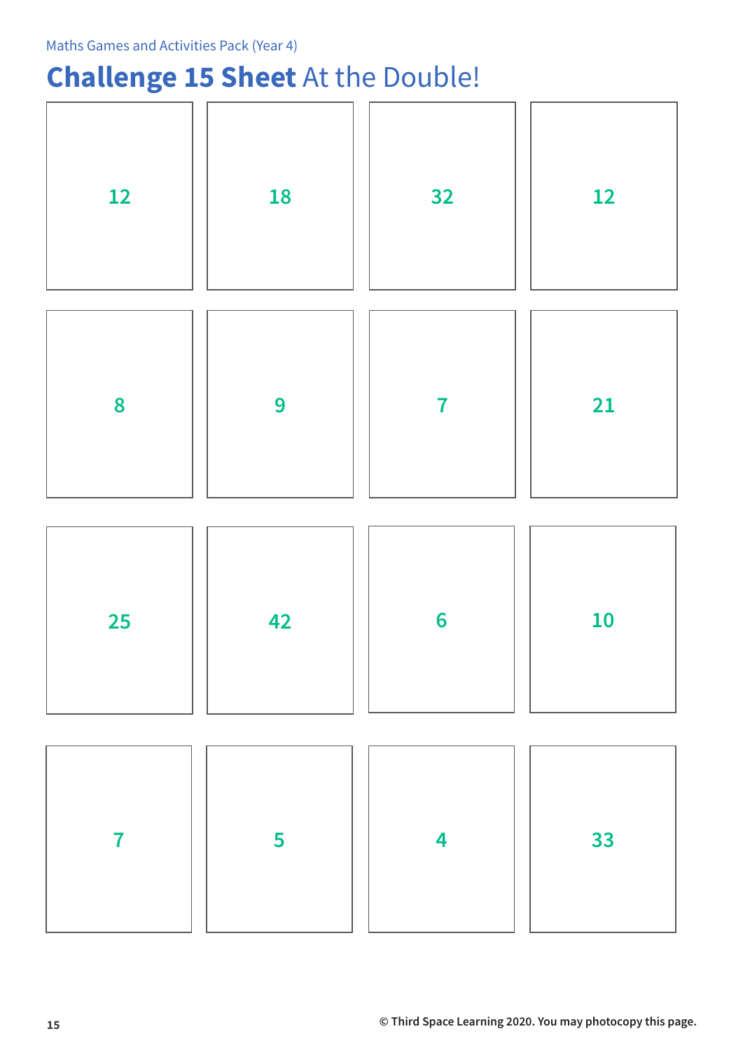# Challenge 15 Sheet At the Double!

| | | | |
|---|---|---|---|
| 12 | 18 | 32 | 12 |
| 8 | 9 | 7 | 21 |
| 25 | 42 | 6 | 10 |
| 7 | 5 | 4 | 33 |

© Third Space Learning 2020. You may photocopy this page.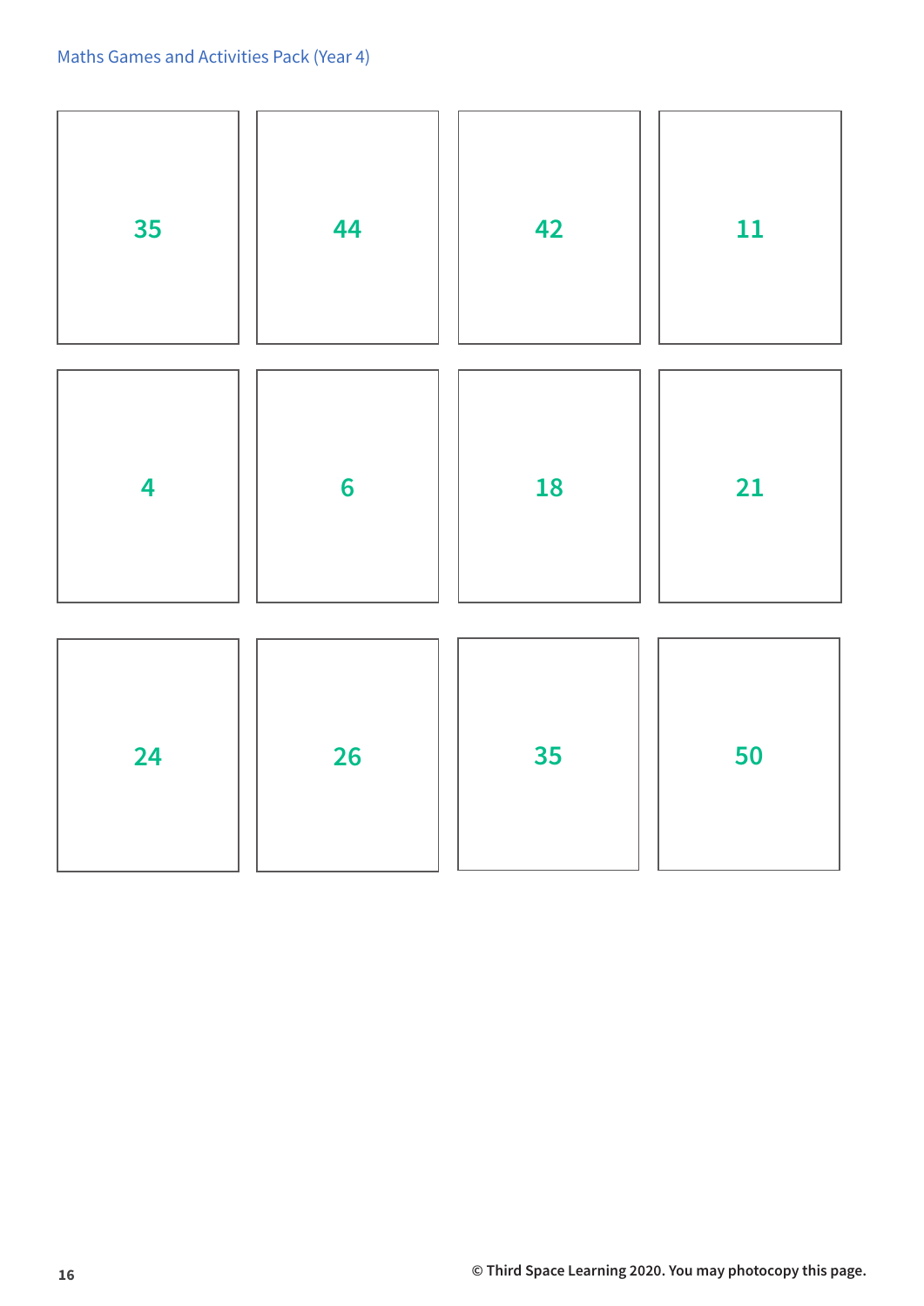| | | | |
|---|---|---|---|
| 35 | 44 | 42 | 11 |
| 4 | 6 | 18 | 21 |
| 24 | 26 | 35 | 50 |

© Third Space Learning 2020. You may photocopy this page.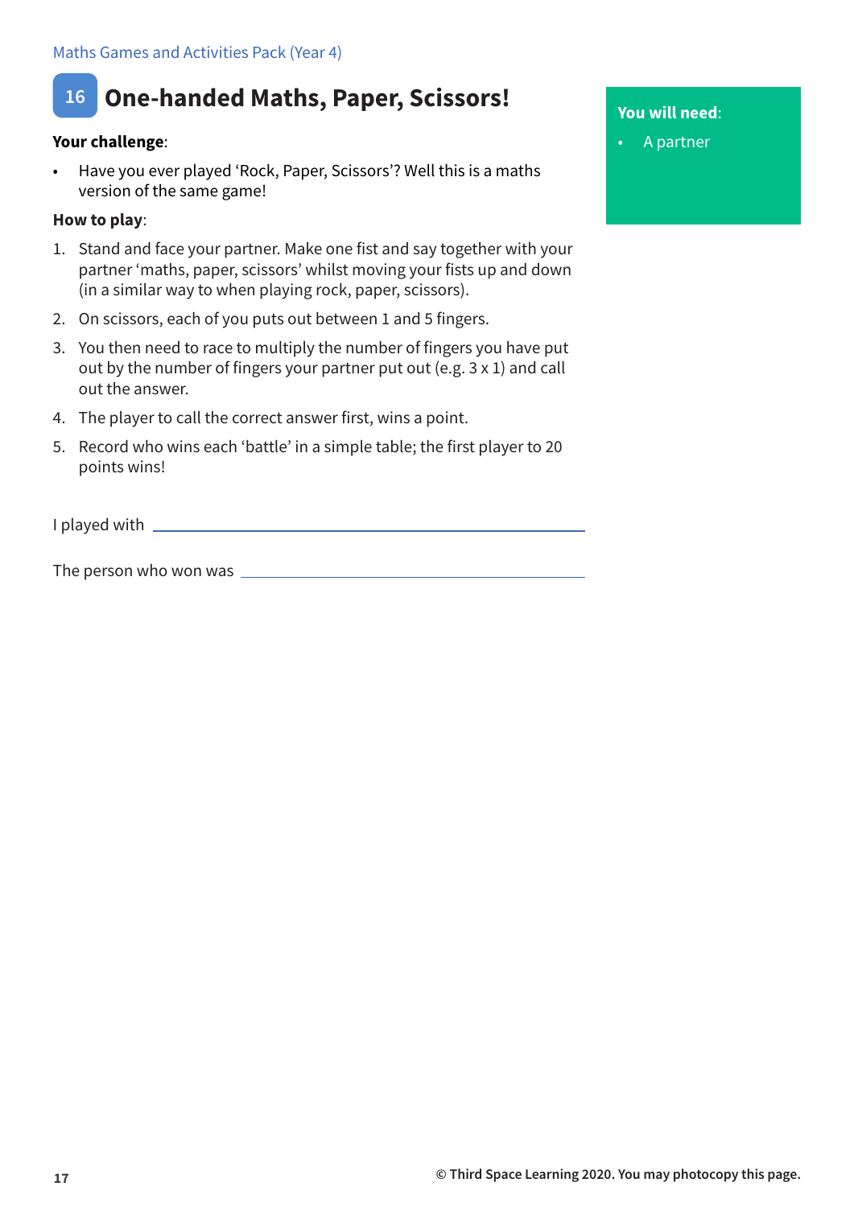# 16 One-handed Maths, Paper, Scissors!

**You will need**:

- A partner

**Your challenge**:

- Have you ever played 'Rock, Paper, Scissors'? Well this is a maths version of the same game!

**How to play**:

1. Stand and face your partner. Make one fist and say together with your partner 'maths, paper, scissors' whilst moving your fists up and down (in a similar way to when playing rock, paper, scissors).
2. On scissors, each of you puts out between 1 and 5 fingers.
3. You then need to race to multiply the number of fingers you have put out by the number of fingers your partner put out (e.g. 3 x 1) and call out the answer.
4. The player to call the correct answer first, wins a point.
5. Record who wins each 'battle' in a simple table; the first player to 20 points wins!

I played with ______________________________

The person who won was ______________________________

© Third Space Learning 2020. You may photocopy this page.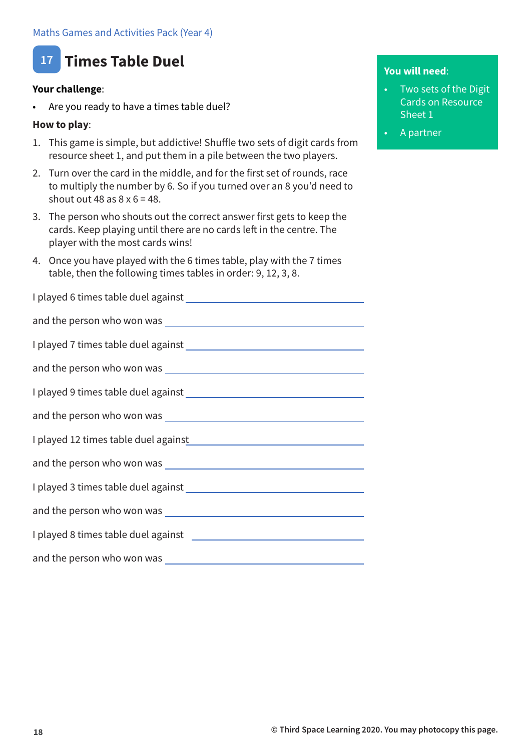# 17 Times Table Duel

**Your challenge**:

- Are you ready to have a times table duel?

**How to play**:

1. This game is simple, but addictive! Shuffle two sets of digit cards from resource sheet 1, and put them in a pile between the two players.
2. Turn over the card in the middle, and for the first set of rounds, race to multiply the number by 6. So if you turned over an 8 you'd need to shout out 48 as 8 x 6 = 48.
3. The person who shouts out the correct answer first gets to keep the cards. Keep playing until there are no cards left in the centre. The player with the most cards wins!
4. Once you have played with the 6 times table, play with the 7 times table, then the following times tables in order: 9, 12, 3, 8.

**You will need**:

- Two sets of the Digit Cards on Resource Sheet 1
- A partner

I played 6 times table duel against ______________________________

and the person who won was ______________________________

I played 7 times table duel against ______________________________

and the person who won was ______________________________

I played 9 times table duel against ______________________________

and the person who won was ______________________________

I played 12 times table duel against ______________________________

and the person who won was ______________________________

I played 3 times table duel against ______________________________

and the person who won was ______________________________

I played 8 times table duel against ______________________________

and the person who won was ______________________________

© Third Space Learning 2020. You may photocopy this page.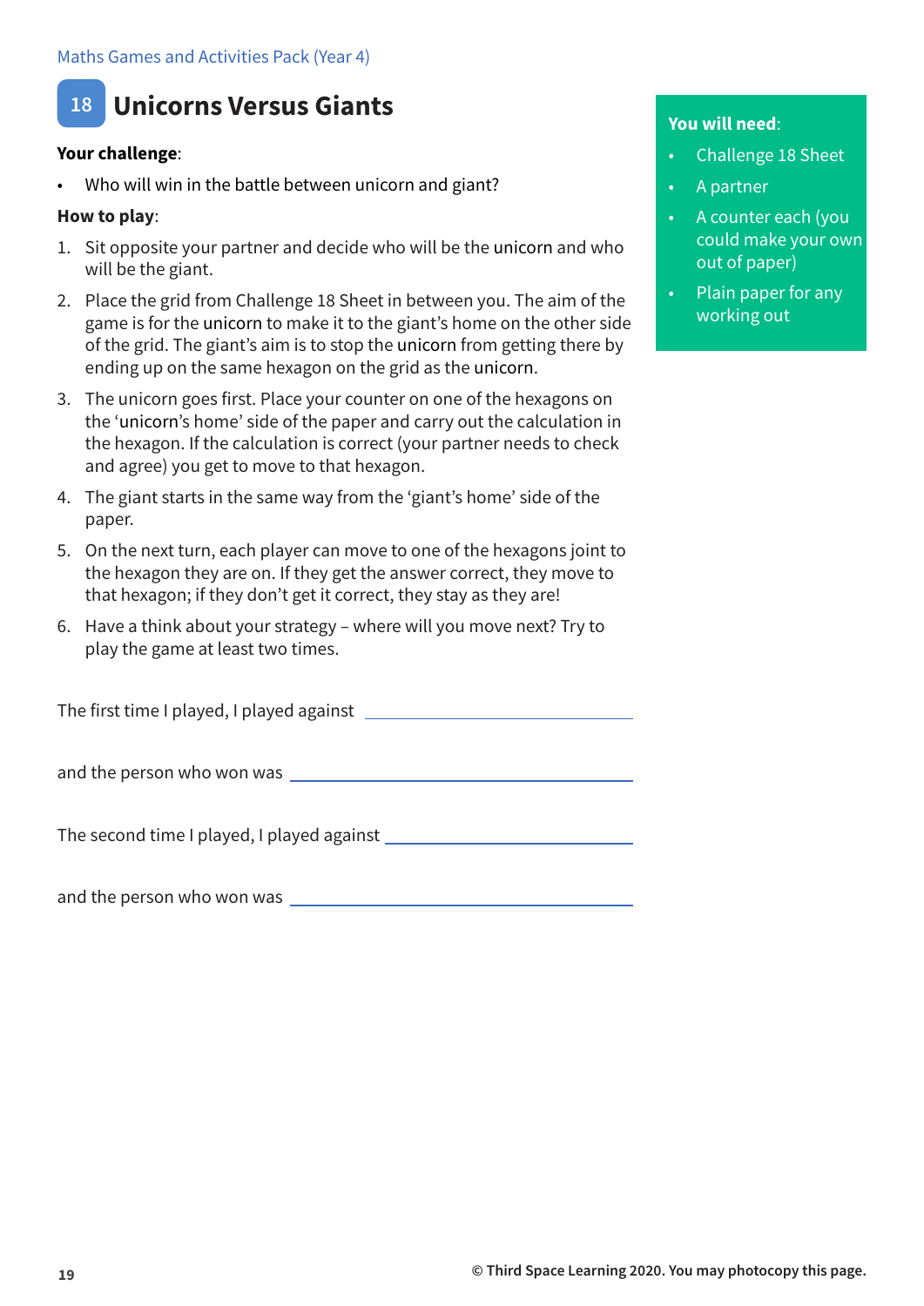## 18 Unicorns Versus Giants

**You will need**:

- Challenge 18 Sheet
- A partner
- A counter each (you could make your own out of paper)
- Plain paper for any working out

**Your challenge**:

- Who will win in the battle between unicorn and giant?

**How to play**:

1. Sit opposite your partner and decide who will be the unicorn and who will be the giant.
2. Place the grid from Challenge 18 Sheet in between you. The aim of the game is for the unicorn to make it to the giant's home on the other side of the grid. The giant's aim is to stop the unicorn from getting there by ending up on the same hexagon on the grid as the unicorn.
3. The unicorn goes first. Place your counter on one of the hexagons on the 'unicorn's home' side of the paper and carry out the calculation in the hexagon. If the calculation is correct (your partner needs to check and agree) you get to move to that hexagon.
4. The giant starts in the same way from the 'giant's home' side of the paper.
5. On the next turn, each player can move to one of the hexagons joint to the hexagon they are on. If they get the answer correct, they move to that hexagon; if they don't get it correct, they stay as they are!
6. Have a think about your strategy – where will you move next? Try to play the game at least two times.

The first time I played, I played against ______________________

and the person who won was ______________________

The second time I played, I played against ______________________

and the person who won was ______________________

© Third Space Learning 2020. You may photocopy this page.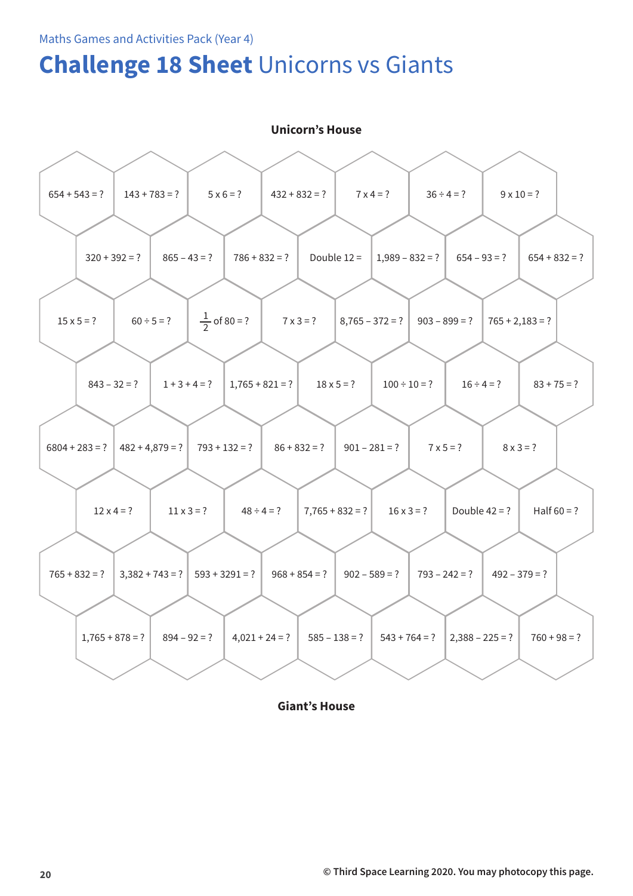Maths Games and Activities Pack (Year 4)

# **Challenge 18 Sheet** Unicorns vs Giants

**Unicorn's House**

| | | | | | | |
|---|---|---|---|---|---|---|
| 654 + 543 = ? | 143 + 783 = ? | 5 x 6 = ? | 432 + 832 = ? | 7 x 4 = ? | 36 ÷ 4 = ? | 9 x 10 = ? |
| 320 + 392 = ? | 865 – 43 = ? | 786 + 832 = ? | Double 12 = | 1,989 – 832 = ? | 654 – 93 = ? | 654 + 832 = ? |
| 15 x 5 = ? | 60 ÷ 5 = ? | $\frac{1}{2}$ of 80 = ? | 7 x 3 = ? | 8,765 – 372 = ? | 903 – 899 = ? | 765 + 2,183 = ? |
| 843 – 32 = ? | 1 + 3 + 4 = ? | 1,765 + 821 = ? | 18 x 5 = ? | 100 ÷ 10 = ? | 16 ÷ 4 = ? | 83 + 75 = ? |
| 6804 + 283 = ? | 482 + 4,879 = ? | 793 + 132 = ? | 86 + 832 = ? | 901 – 281 = ? | 7 x 5 = ? | 8 x 3 = ? |
| 12 x 4 = ? | 11 x 3 = ? | 48 ÷ 4 = ? | 7,765 + 832 = ? | 16 x 3 = ? | Double 42 = ? | Half 60 = ? |
| 765 + 832 = ? | 3,382 + 743 = ? | 593 + 3291 = ? | 968 + 854 = ? | 902 – 589 = ? | 793 – 242 = ? | 492 – 379 = ? |
| 1,765 + 878 = ? | 894 – 92 = ? | 4,021 + 24 = ? | 585 – 138 = ? | 543 + 764 = ? | 2,388 – 225 = ? | 760 + 98 = ? |

**Giant's House**

© Third Space Learning 2020. You may photocopy this page.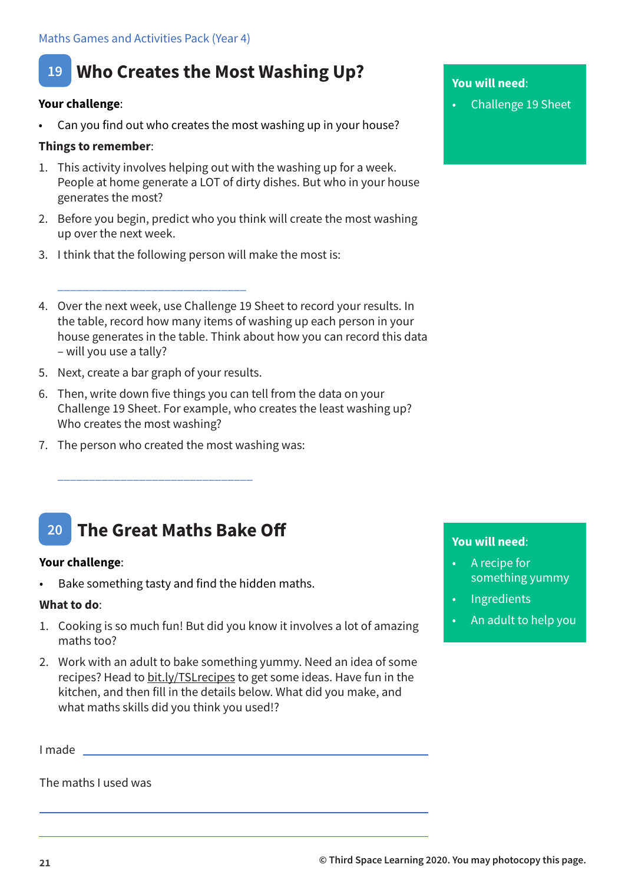## 19 Who Creates the Most Washing Up?

**You will need**:

- Challenge 19 Sheet

**Your challenge**:

- Can you find out who creates the most washing up in your house?

**Things to remember**:

1. This activity involves helping out with the washing up for a week. People at home generate a LOT of dirty dishes. But who in your house generates the most?
2. Before you begin, predict who you think will create the most washing up over the next week.
3. I think that the following person will make the most is:

   ______________________________

4. Over the next week, use Challenge 19 Sheet to record your results. In the table, record how many items of washing up each person in your house generates in the table. Think about how you can record this data – will you use a tally?
5. Next, create a bar graph of your results.
6. Then, write down five things you can tell from the data on your Challenge 19 Sheet. For example, who creates the least washing up? Who creates the most washing?
7. The person who created the most washing was:

   ______________________________

## 20 The Great Maths Bake Off

**You will need**:

- A recipe for something yummy
- Ingredients
- An adult to help you

**Your challenge**:

- Bake something tasty and find the hidden maths.

**What to do**:

1. Cooking is so much fun! But did you know it involves a lot of amazing maths too?
2. Work with an adult to bake something yummy. Need an idea of some recipes? Head to bit.ly/TSLrecipes to get some ideas. Have fun in the kitchen, and then fill in the details below. What did you make, and what maths skills did you think you used!?

I made ______________________________

The maths I used was

______________________________

______________________________

© Third Space Learning 2020. You may photocopy this page.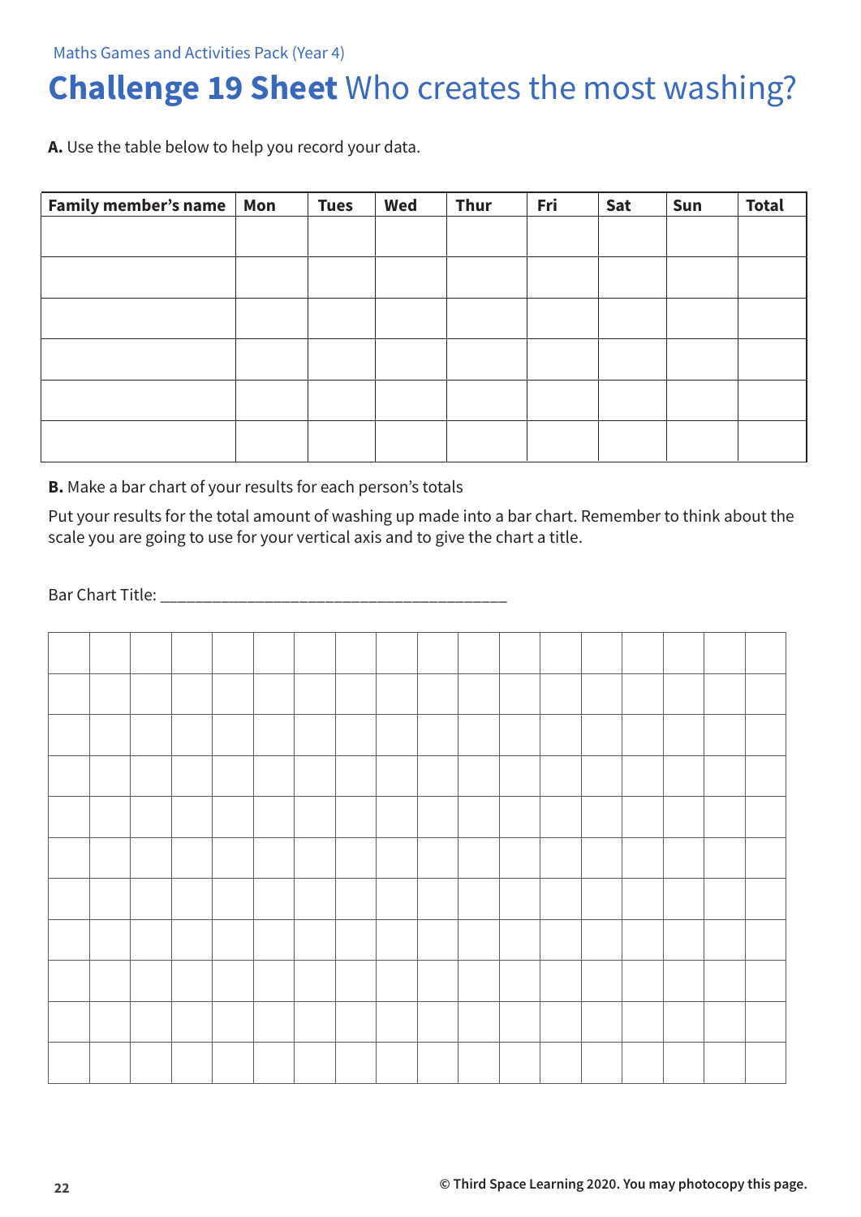Maths Games and Activities Pack (Year 4)

# **Challenge 19 Sheet** Who creates the most washing?

**A.** Use the table below to help you record your data.

| Family member's name | Mon | Tues | Wed | Thur | Fri | Sat | Sun | Total |
|---|---|---|---|---|---|---|---|---|
| | | | | | | | | |
| | | | | | | | | |
| | | | | | | | | |
| | | | | | | | | |
| | | | | | | | | |
| | | | | | | | | |

**B.** Make a bar chart of your results for each person's totals

Put your results for the total amount of washing up made into a bar chart. Remember to think about the scale you are going to use for your vertical axis and to give the chart a title.

Bar Chart Title: ______________________________________

© Third Space Learning 2020. You may photocopy this page.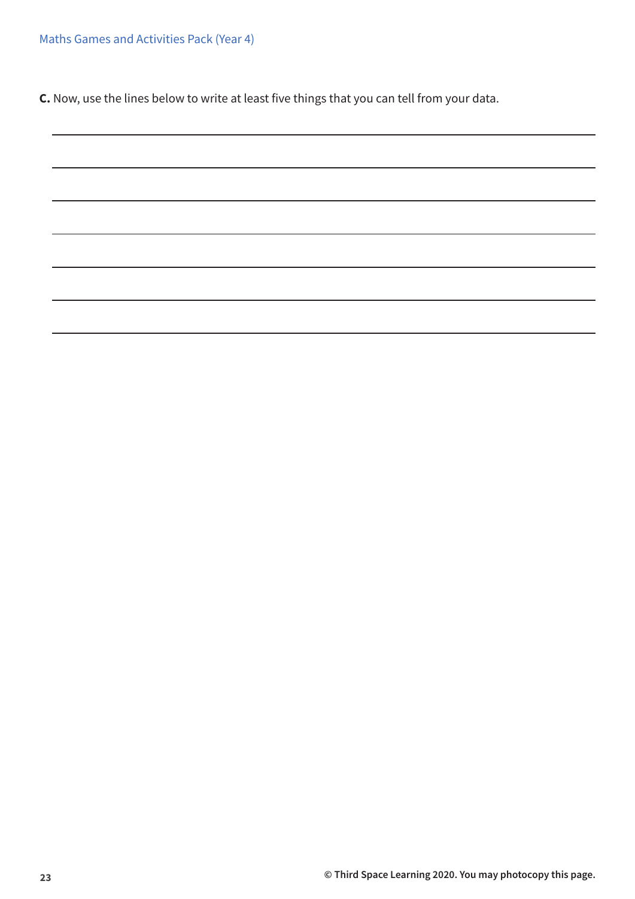**C.** Now, use the lines below to write at least five things that you can tell from your data.

\_\_\_\_\_\_\_\_\_\_\_\_\_\_\_\_\_\_\_\_\_\_\_\_\_\_\_\_\_\_\_\_\_\_\_\_\_\_\_\_\_\_\_\_\_\_\_\_\_\_\_\_\_\_\_\_\_\_\_\_

\_\_\_\_\_\_\_\_\_\_\_\_\_\_\_\_\_\_\_\_\_\_\_\_\_\_\_\_\_\_\_\_\_\_\_\_\_\_\_\_\_\_\_\_\_\_\_\_\_\_\_\_\_\_\_\_\_\_\_\_

\_\_\_\_\_\_\_\_\_\_\_\_\_\_\_\_\_\_\_\_\_\_\_\_\_\_\_\_\_\_\_\_\_\_\_\_\_\_\_\_\_\_\_\_\_\_\_\_\_\_\_\_\_\_\_\_\_\_\_\_

\_\_\_\_\_\_\_\_\_\_\_\_\_\_\_\_\_\_\_\_\_\_\_\_\_\_\_\_\_\_\_\_\_\_\_\_\_\_\_\_\_\_\_\_\_\_\_\_\_\_\_\_\_\_\_\_\_\_\_\_

\_\_\_\_\_\_\_\_\_\_\_\_\_\_\_\_\_\_\_\_\_\_\_\_\_\_\_\_\_\_\_\_\_\_\_\_\_\_\_\_\_\_\_\_\_\_\_\_\_\_\_\_\_\_\_\_\_\_\_\_

\_\_\_\_\_\_\_\_\_\_\_\_\_\_\_\_\_\_\_\_\_\_\_\_\_\_\_\_\_\_\_\_\_\_\_\_\_\_\_\_\_\_\_\_\_\_\_\_\_\_\_\_\_\_\_\_\_\_\_\_

\_\_\_\_\_\_\_\_\_\_\_\_\_\_\_\_\_\_\_\_\_\_\_\_\_\_\_\_\_\_\_\_\_\_\_\_\_\_\_\_\_\_\_\_\_\_\_\_\_\_\_\_\_\_\_\_\_\_\_\_

© Third Space Learning 2020. You may photocopy this page.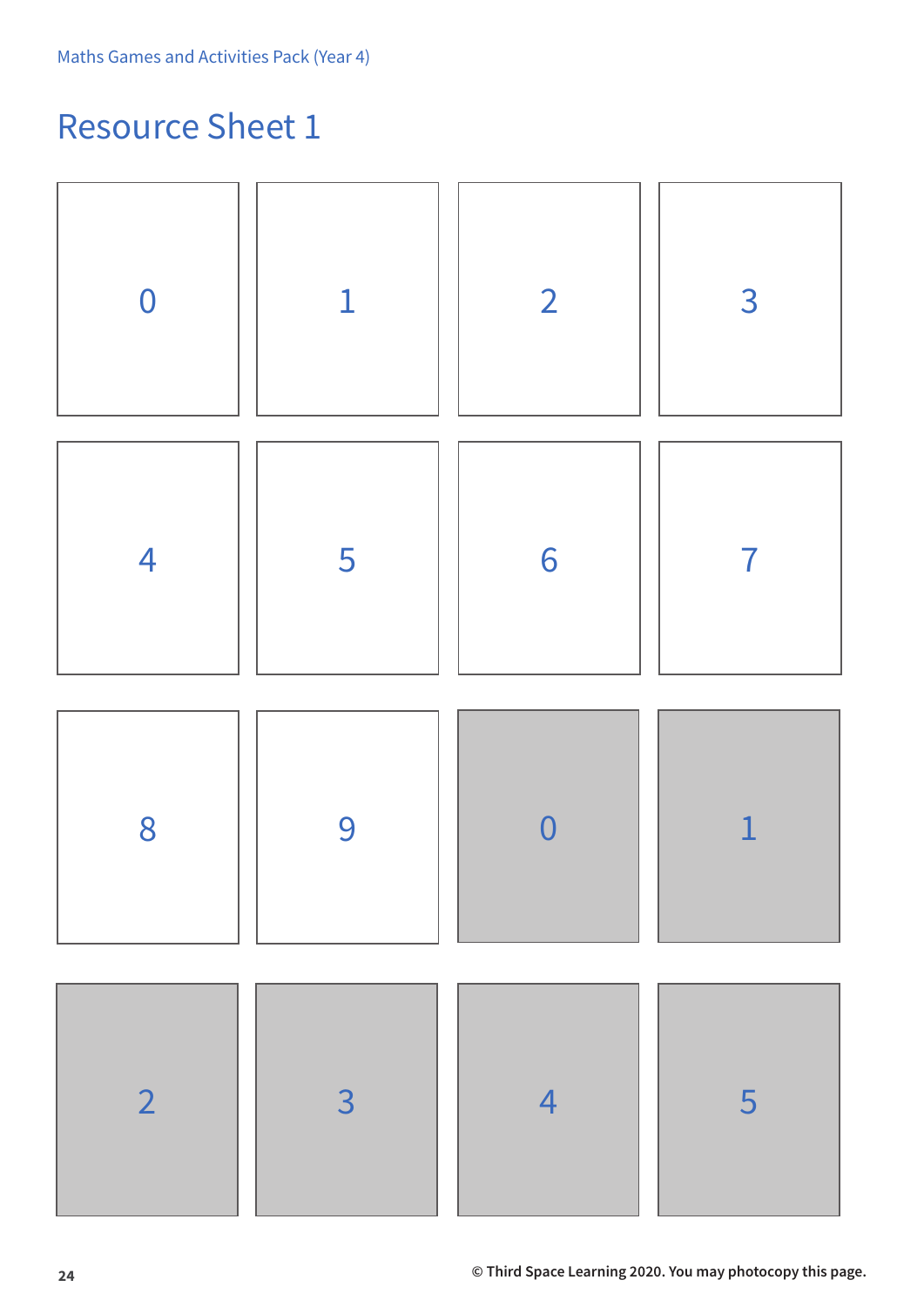# Resource Sheet 1

| | | | |
|---|---|---|---|
| 0 | 1 | 2 | 3 |
| 4 | 5 | 6 | 7 |
| 8 | 9 | 0 | 1 |
| 2 | 3 | 4 | 5 |

© Third Space Learning 2020. You may photocopy this page.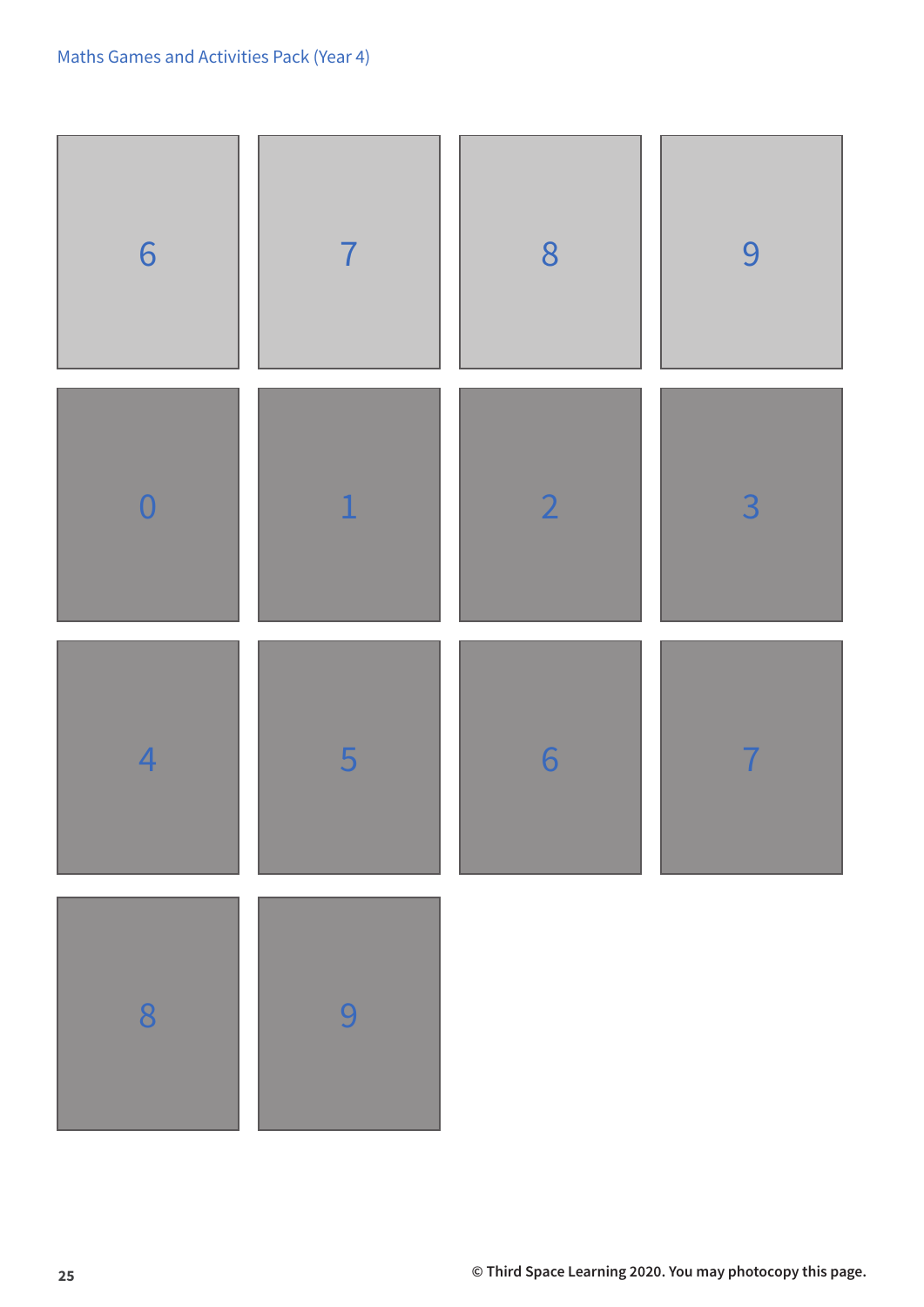| | | | |
|---|---|---|---|
| 6 | 7 | 8 | 9 |
| 0 | 1 | 2 | 3 |
| 4 | 5 | 6 | 7 |
| 8 | 9 | | |

© Third Space Learning 2020. You may photocopy this page.